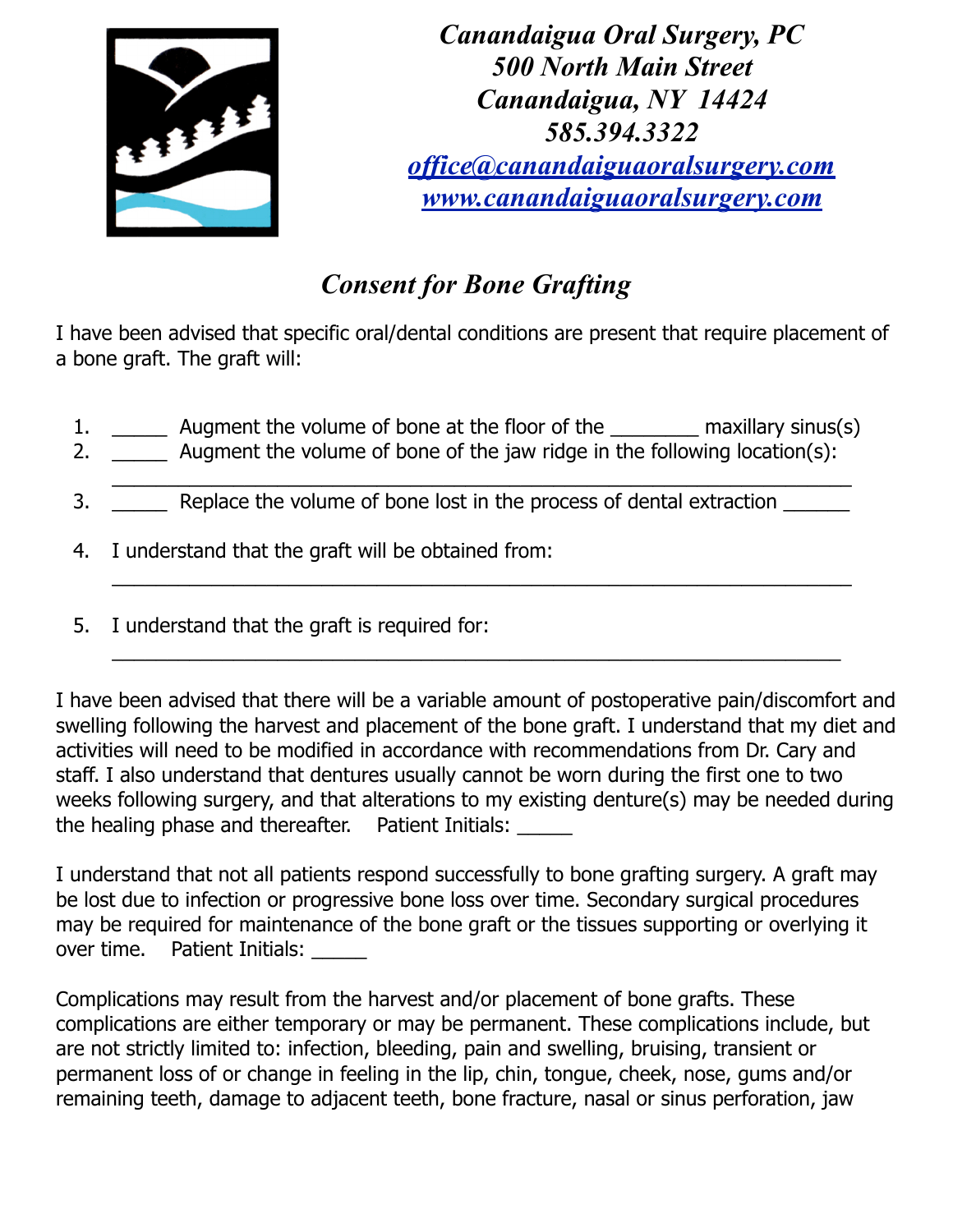***Canandaigua Oral Surgery, PC***
***500 North Main Street***
***Canandaigua, NY 14424***
***585.394.3322***
***office@canandaiguaoralsurgery.com***
***www.canandaiguaoralsurgery.com***

## *Consent for Bone Grafting*

I have been advised that specific oral/dental conditions are present that require placement of a bone graft. The graft will:

1. _____ Augment the volume of bone at the floor of the ________ maxillary sinus(s)
2. _____ Augment the volume of bone of the jaw ridge in the following location(s): ____________________________________________________________________
3. _____ Replace the volume of bone lost in the process of dental extraction ______
4. I understand that the graft will be obtained from: ____________________________________________________________________
5. I understand that the graft is required for: ____________________________________________________________________

I have been advised that there will be a variable amount of postoperative pain/discomfort and swelling following the harvest and placement of the bone graft. I understand that my diet and activities will need to be modified in accordance with recommendations from Dr. Cary and staff. I also understand that dentures usually cannot be worn during the first one to two weeks following surgery, and that alterations to my existing denture(s) may be needed during the healing phase and thereafter. Patient Initials: _____

I understand that not all patients respond successfully to bone grafting surgery. A graft may be lost due to infection or progressive bone loss over time. Secondary surgical procedures may be required for maintenance of the bone graft or the tissues supporting or overlying it over time. Patient Initials: _____

Complications may result from the harvest and/or placement of bone grafts. These complications are either temporary or may be permanent. These complications include, but are not strictly limited to: infection, bleeding, pain and swelling, bruising, transient or permanent loss of or change in feeling in the lip, chin, tongue, cheek, nose, gums and/or remaining teeth, damage to adjacent teeth, bone fracture, nasal or sinus perforation, jaw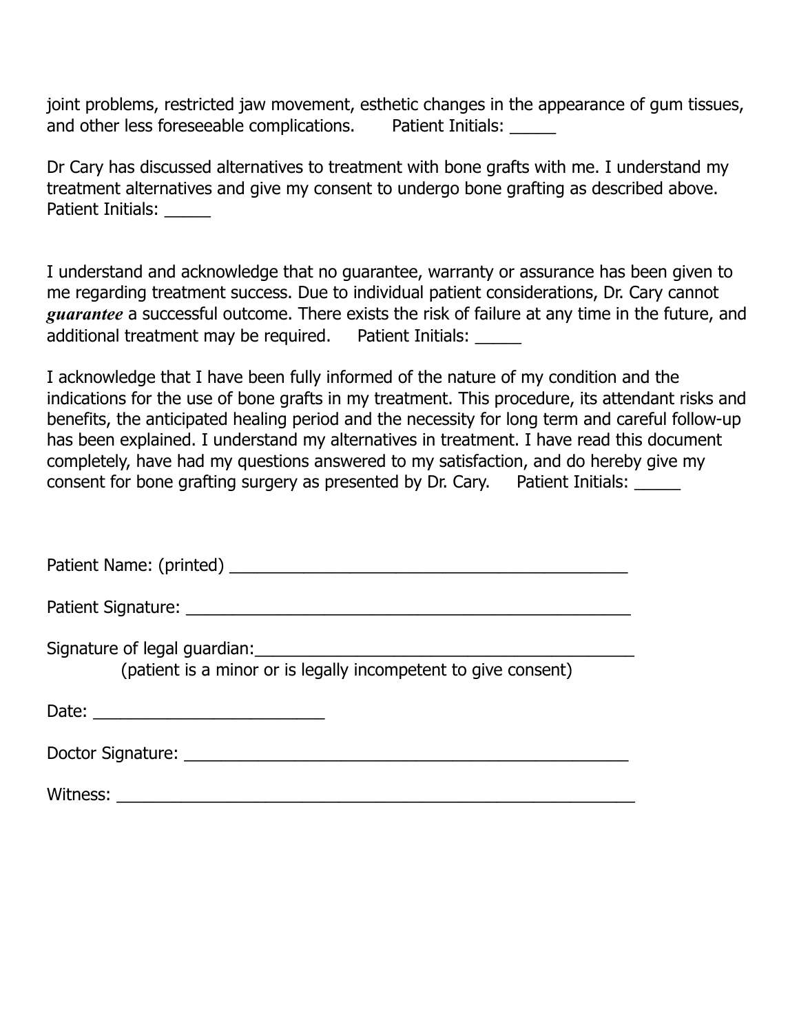joint problems, restricted jaw movement, esthetic changes in the appearance of gum tissues, and other less foreseeable complications.    Patient Initials: _____

Dr Cary has discussed alternatives to treatment with bone grafts with me. I understand my treatment alternatives and give my consent to undergo bone grafting as described above. Patient Initials: _____

I understand and acknowledge that no guarantee, warranty or assurance has been given to me regarding treatment success. Due to individual patient considerations, Dr. Cary cannot ***guarantee*** a successful outcome. There exists the risk of failure at any time in the future, and additional treatment may be required.    Patient Initials: _____

I acknowledge that I have been fully informed of the nature of my condition and the indications for the use of bone grafts in my treatment. This procedure, its attendant risks and benefits, the anticipated healing period and the necessity for long term and careful follow-up has been explained. I understand my alternatives in treatment. I have read this document completely, have had my questions answered to my satisfaction, and do hereby give my consent for bone grafting surgery as presented by Dr. Cary.    Patient Initials: _____

Patient Name: (printed) ____________________________________________

Patient Signature: ________________________________________________

Signature of legal guardian:__________________________________________
(patient is a minor or is legally incompetent to give consent)

Date: _________________________

Doctor Signature: ________________________________________________

Witness: _________________________________________________________